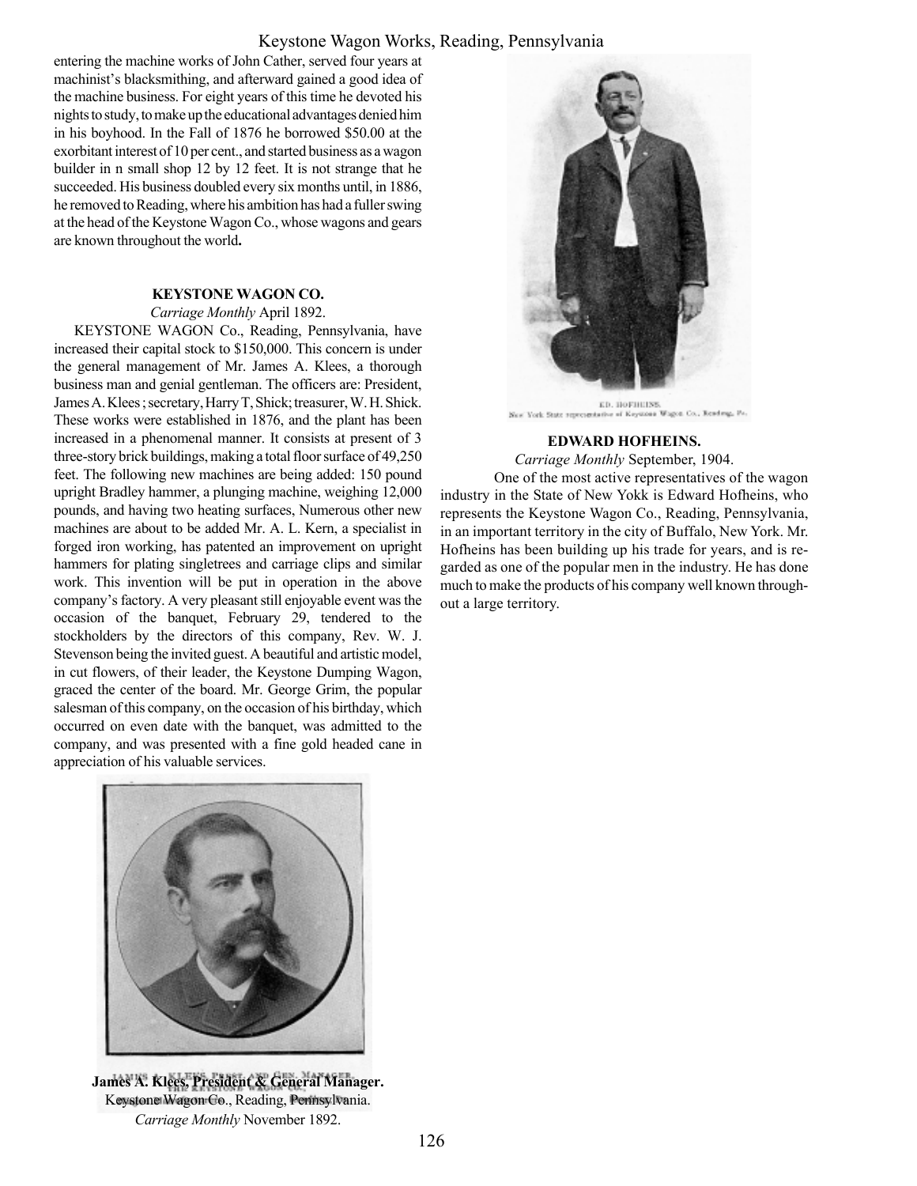entering the machine works of John Cather, served four years at machinist's blacksmithing, and afterward gained a good idea of the machine business. For eight years of this time he devoted his nights to study, to make up the educational advantages denied him in his boyhood. In the Fall of 1876 he borrowed $50.00 at the exorbitant interest of 10 per cent., and started business as a wagon builder in n small shop 12 by 12 feet. It is not strange that he succeeded. His business doubled every six months until, in 1886, he removed to Reading, where his ambition has had a fuller swing at the head of the Keystone Wagon Co., whose wagons and gears are known throughout the world**.**

### KEYSTONE WAGON CO.

*Carriage Monthly* April 1892.

KEYSTONE WAGON Co., Reading, Pennsylvania, have increased their capital stock to $150,000. This concern is under the general management of Mr. James A. Klees, a thorough business man and genial gentleman. The officers are: President, James A. Klees ; secretary, Harry T, Shick; treasurer, W. H. Shick. These works were established in 1876, and the plant has been increased in a phenomenal manner. It consists at present of 3 three-story brick buildings, making a total floor surface of 49,250 feet. The following new machines are being added: 150 pound upright Bradley hammer, a plunging machine, weighing 12,000 pounds, and having two heating surfaces, Numerous other new machines are about to be added Mr. A. L. Kern, a specialist in forged iron working, has patented an improvement on upright hammers for plating singletrees and carriage clips and similar work. This invention will be put in operation in the above company's factory. A very pleasant still enjoyable event was the occasion of the banquet, February 29, tendered to the stockholders by the directors of this company, Rev. W. J. Stevenson being the invited guest. A beautiful and artistic model, in cut flowers, of their leader, the Keystone Dumping Wagon, graced the center of the board. Mr. George Grim, the popular salesman of this company, on the occasion of his birthday, which occurred on even date with the banquet, was admitted to the company, and was presented with a fine gold headed cane in appreciation of his valuable services.

**James A. Klees. President & General Manager.**
Keystone Wagon Co., Reading, Pennsylvania.
*Carriage Monthly* November 1892.

ED. HOFHEINS.
New York State representative of Keystone Wagon Co., Reading, Pa.

### EDWARD HOFHEINS.

*Carriage Monthly* September, 1904.

One of the most active representatives of the wagon industry in the State of New Yokk is Edward Hofheins, who represents the Keystone Wagon Co., Reading, Pennsylvania, in an important territory in the city of Buffalo, New York. Mr. Hofheins has been building up his trade for years, and is regarded as one of the popular men in the industry. He has done much to make the products of his company well known throughout a large territory.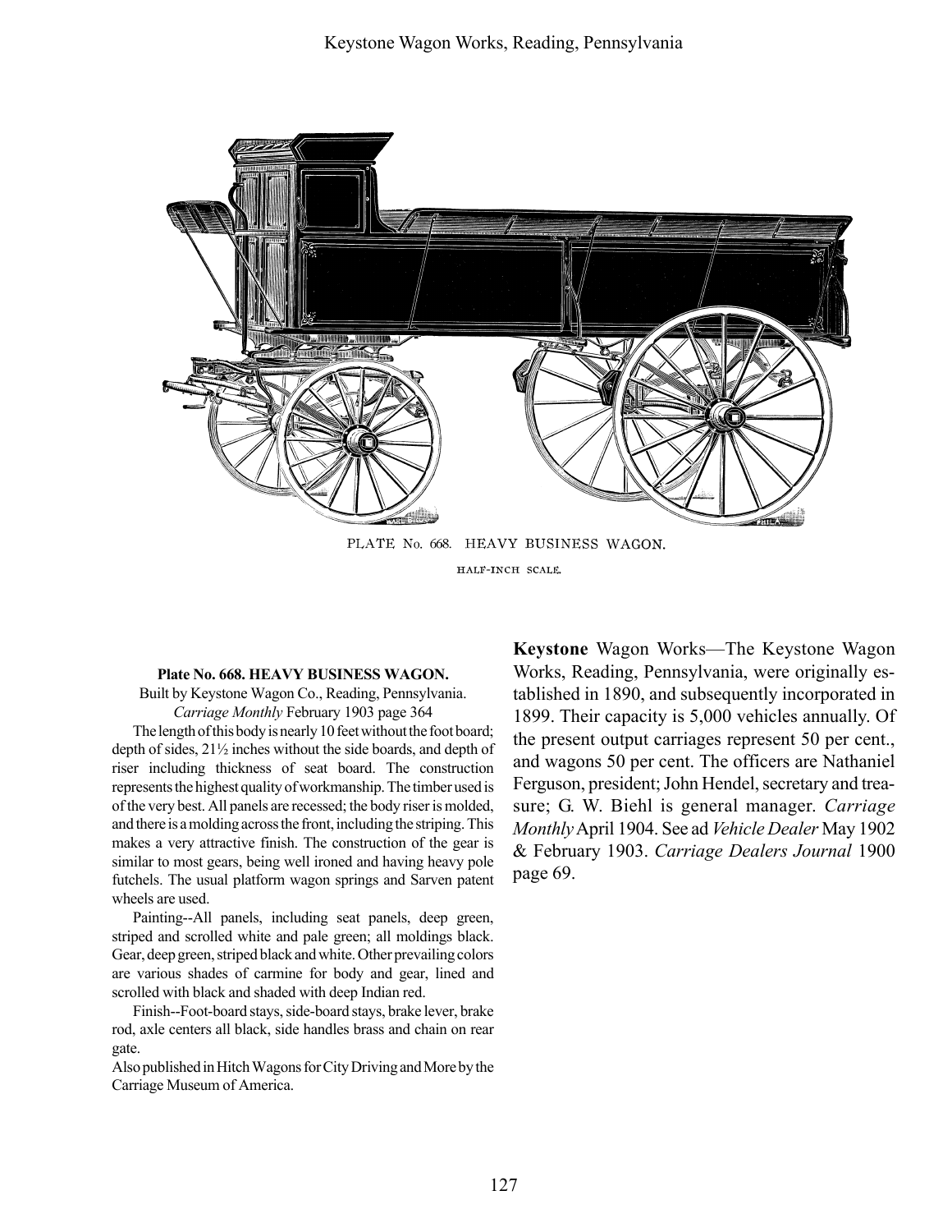PLATE No. 668. HEAVY BUSINESS WAGON.

HALF-INCH SCALE.

**Plate No. 668. HEAVY BUSINESS WAGON.**

Built by Keystone Wagon Co., Reading, Pennsylvania.

*Carriage Monthly* February 1903 page 364

The length of this body is nearly 10 feet without the foot board; depth of sides, 21½ inches without the side boards, and depth of riser including thickness of seat board. The construction represents the highest quality of workmanship. The timber used is of the very best. All panels are recessed; the body riser is molded, and there is a molding across the front, including the striping. This makes a very attractive finish. The construction of the gear is similar to most gears, being well ironed and having heavy pole futchels. The usual platform wagon springs and Sarven patent wheels are used.

Painting--All panels, including seat panels, deep green, striped and scrolled white and pale green; all moldings black. Gear, deep green, striped black and white. Other prevailing colors are various shades of carmine for body and gear, lined and scrolled with black and shaded with deep Indian red.

Finish--Foot-board stays, side-board stays, brake lever, brake rod, axle centers all black, side handles brass and chain on rear gate.

Also published in Hitch Wagons for City Driving and More by the Carriage Museum of America.

**Keystone** Wagon Works—The Keystone Wagon Works, Reading, Pennsylvania, were originally established in 1890, and subsequently incorporated in 1899. Their capacity is 5,000 vehicles annually. Of the present output carriages represent 50 per cent., and wagons 50 per cent. The officers are Nathaniel Ferguson, president; John Hendel, secretary and treasure; G. W. Biehl is general manager. *Carriage Monthly* April 1904. See ad *Vehicle Dealer* May 1902 & February 1903. *Carriage Dealers Journal* 1900 page 69.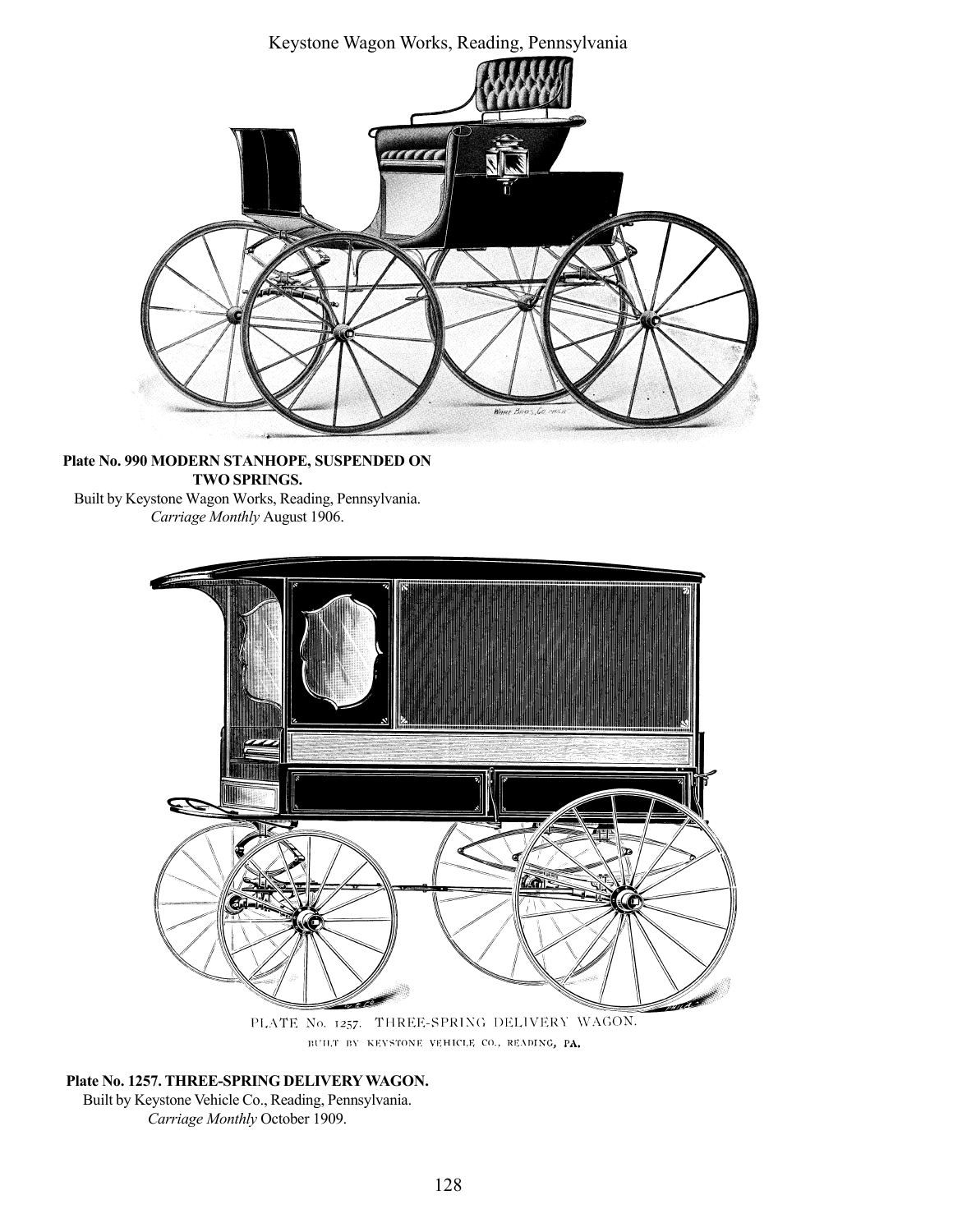**Plate No. 990 MODERN STANHOPE, SUSPENDED ON TWO SPRINGS.**
Built by Keystone Wagon Works, Reading, Pennsylvania.
*Carriage Monthly* August 1906.

PLATE No. 1257. THREE-SPRING DELIVERY WAGON.
BUILT BY KEYSTONE VEHICLE CO., READING, PA.

**Plate No. 1257. THREE-SPRING DELIVERY WAGON.**
Built by Keystone Vehicle Co., Reading, Pennsylvania.
*Carriage Monthly* October 1909.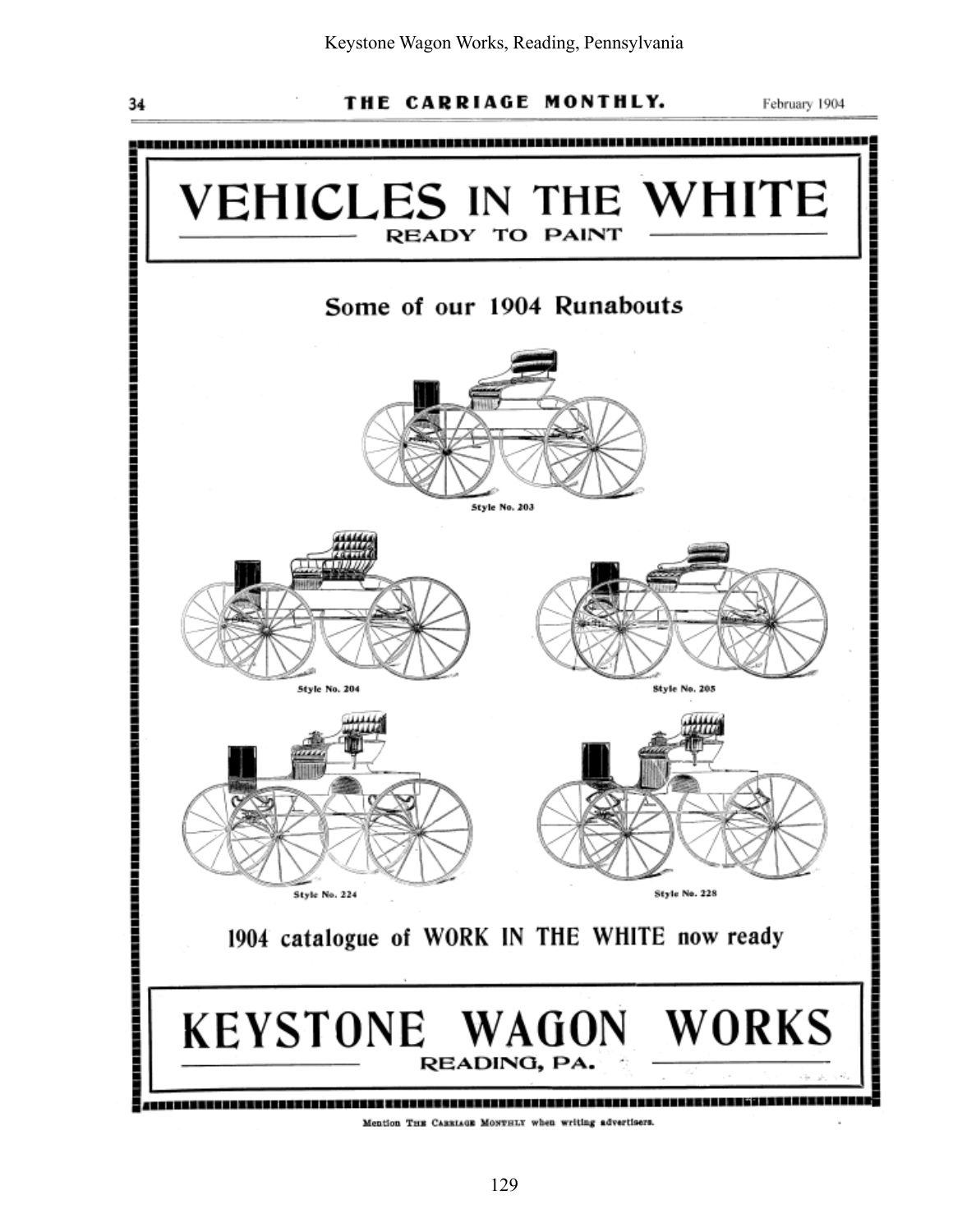# VEHICLES IN THE WHITE

READY TO PAINT

## Some of our 1904 Runabouts

Style No. 203

Style No. 204

Style No. 205

Style No. 224

Style No. 228

**1904 catalogue of WORK IN THE WHITE now ready**

# KEYSTONE WAGON WORKS

READING, PA.

Mention The Carriage Monthly when writing advertisers.